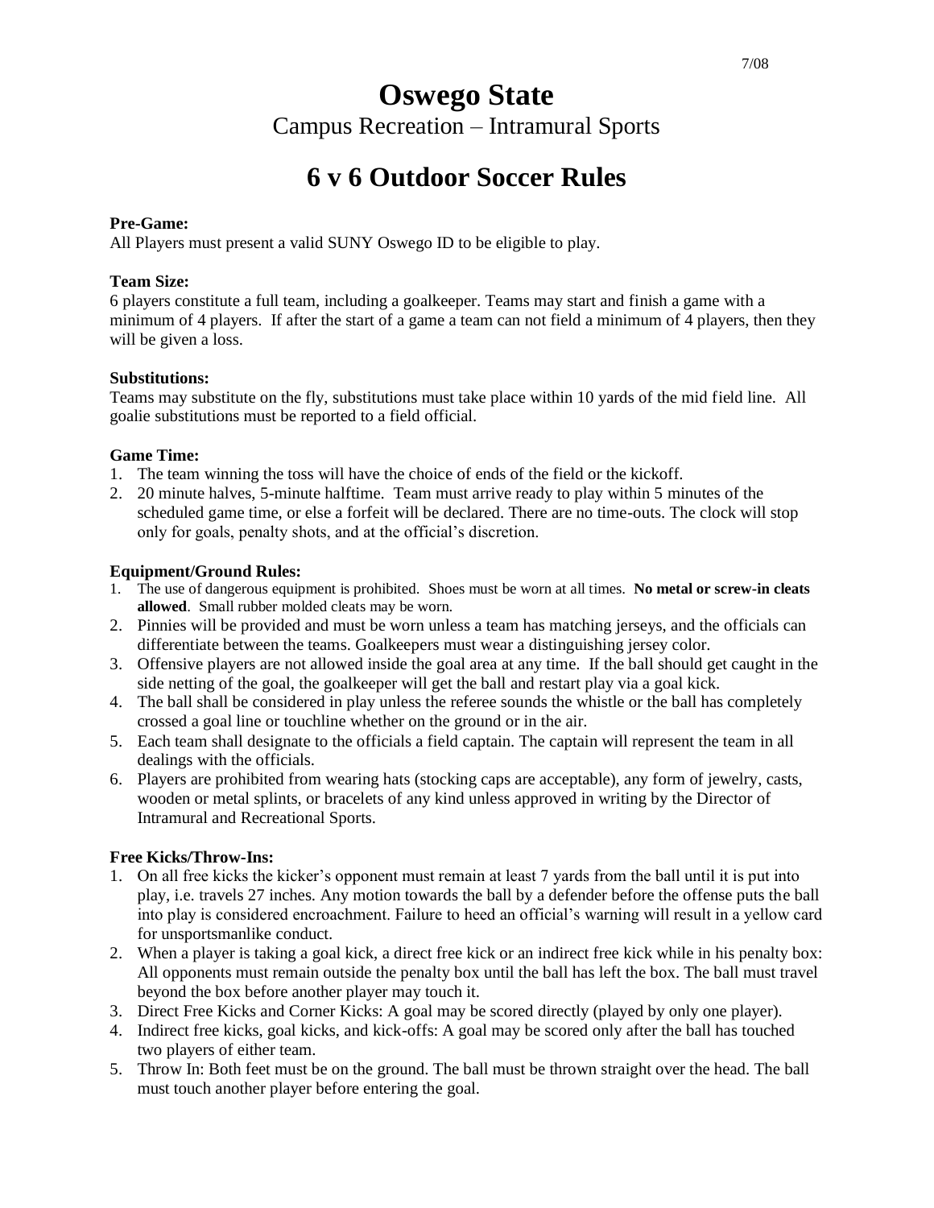7/08

# Oswego State

## Campus Recreation – Intramural Sports

# 6 v 6 Outdoor Soccer Rules

**Pre-Game:**
All Players must present a valid SUNY Oswego ID to be eligible to play.

**Team Size:**
6 players constitute a full team, including a goalkeeper. Teams may start and finish a game with a minimum of 4 players. If after the start of a game a team can not field a minimum of 4 players, then they will be given a loss.

**Substitutions:**
Teams may substitute on the fly, substitutions must take place within 10 yards of the mid field line. All goalie substitutions must be reported to a field official.

**Game Time:**

1. The team winning the toss will have the choice of ends of the field or the kickoff.
2. 20 minute halves, 5-minute halftime. Team must arrive ready to play within 5 minutes of the scheduled game time, or else a forfeit will be declared. There are no time-outs. The clock will stop only for goals, penalty shots, and at the official's discretion.

**Equipment/Ground Rules:**

1. The use of dangerous equipment is prohibited. Shoes must be worn at all times. **No metal or screw-in cleats allowed**. Small rubber molded cleats may be worn.
2. Pinnies will be provided and must be worn unless a team has matching jerseys, and the officials can differentiate between the teams. Goalkeepers must wear a distinguishing jersey color.
3. Offensive players are not allowed inside the goal area at any time. If the ball should get caught in the side netting of the goal, the goalkeeper will get the ball and restart play via a goal kick.
4. The ball shall be considered in play unless the referee sounds the whistle or the ball has completely crossed a goal line or touchline whether on the ground or in the air.
5. Each team shall designate to the officials a field captain. The captain will represent the team in all dealings with the officials.
6. Players are prohibited from wearing hats (stocking caps are acceptable), any form of jewelry, casts, wooden or metal splints, or bracelets of any kind unless approved in writing by the Director of Intramural and Recreational Sports.

**Free Kicks/Throw-Ins:**

1. On all free kicks the kicker's opponent must remain at least 7 yards from the ball until it is put into play, i.e. travels 27 inches. Any motion towards the ball by a defender before the offense puts the ball into play is considered encroachment. Failure to heed an official's warning will result in a yellow card for unsportsmanlike conduct.
2. When a player is taking a goal kick, a direct free kick or an indirect free kick while in his penalty box: All opponents must remain outside the penalty box until the ball has left the box. The ball must travel beyond the box before another player may touch it.
3. Direct Free Kicks and Corner Kicks: A goal may be scored directly (played by only one player).
4. Indirect free kicks, goal kicks, and kick-offs: A goal may be scored only after the ball has touched two players of either team.
5. Throw In: Both feet must be on the ground. The ball must be thrown straight over the head. The ball must touch another player before entering the goal.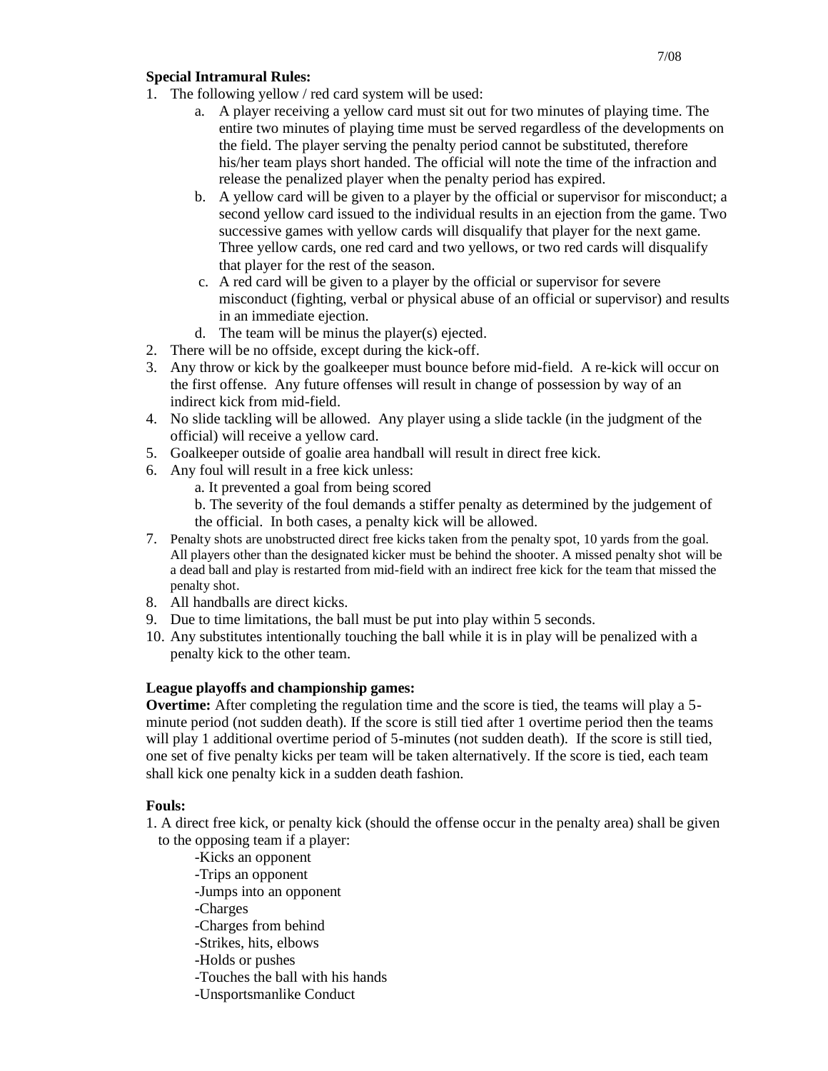**Special Intramural Rules:**

1. The following yellow / red card system will be used:
    a. A player receiving a yellow card must sit out for two minutes of playing time. The entire two minutes of playing time must be served regardless of the developments on the field. The player serving the penalty period cannot be substituted, therefore his/her team plays short handed. The official will note the time of the infraction and release the penalized player when the penalty period has expired.
    b. A yellow card will be given to a player by the official or supervisor for misconduct; a second yellow card issued to the individual results in an ejection from the game. Two successive games with yellow cards will disqualify that player for the next game. Three yellow cards, one red card and two yellows, or two red cards will disqualify that player for the rest of the season.
    c. A red card will be given to a player by the official or supervisor for severe misconduct (fighting, verbal or physical abuse of an official or supervisor) and results in an immediate ejection.
    d. The team will be minus the player(s) ejected.
2. There will be no offside, except during the kick-off.
3. Any throw or kick by the goalkeeper must bounce before mid-field. A re-kick will occur on the first offense. Any future offenses will result in change of possession by way of an indirect kick from mid-field.
4. No slide tackling will be allowed. Any player using a slide tackle (in the judgment of the official) will receive a yellow card.
5. Goalkeeper outside of goalie area handball will result in direct free kick.
6. Any foul will result in a free kick unless:
    a. It prevented a goal from being scored
    b. The severity of the foul demands a stiffer penalty as determined by the judgement of the official. In both cases, a penalty kick will be allowed.
7. Penalty shots are unobstructed direct free kicks taken from the penalty spot, 10 yards from the goal. All players other than the designated kicker must be behind the shooter. A missed penalty shot will be a dead ball and play is restarted from mid-field with an indirect free kick for the team that missed the penalty shot.
8. All handballs are direct kicks.
9. Due to time limitations, the ball must be put into play within 5 seconds.
10. Any substitutes intentionally touching the ball while it is in play will be penalized with a penalty kick to the other team.

**League playoffs and championship games:**

**Overtime:** After completing the regulation time and the score is tied, the teams will play a 5-minute period (not sudden death). If the score is still tied after 1 overtime period then the teams will play 1 additional overtime period of 5-minutes (not sudden death). If the score is still tied, one set of five penalty kicks per team will be taken alternatively. If the score is tied, each team shall kick one penalty kick in a sudden death fashion.

**Fouls:**

1. A direct free kick, or penalty kick (should the offense occur in the penalty area) shall be given to the opposing team if a player:
    - Kicks an opponent
    - Trips an opponent
    - Jumps into an opponent
    - Charges
    - Charges from behind
    - Strikes, hits, elbows
    - Holds or pushes
    - Touches the ball with his hands
    - Unsportsmanlike Conduct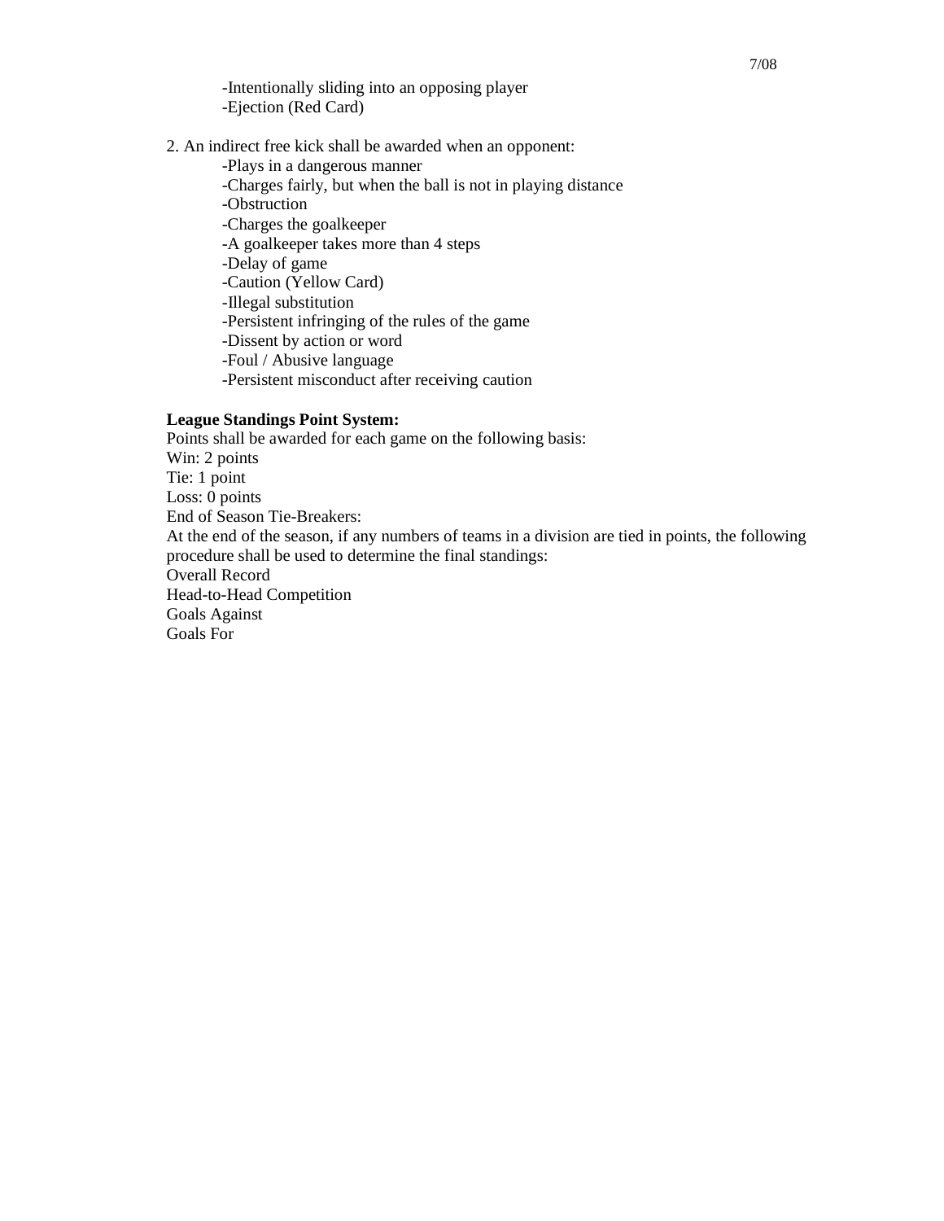- Intentionally sliding into an opposing player
- Ejection (Red Card)

2. An indirect free kick shall be awarded when an opponent:
   - Plays in a dangerous manner
   - Charges fairly, but when the ball is not in playing distance
   - Obstruction
   - Charges the goalkeeper
   - A goalkeeper takes more than 4 steps
   - Delay of game
   - Caution (Yellow Card)
   - Illegal substitution
   - Persistent infringing of the rules of the game
   - Dissent by action or word
   - Foul / Abusive language
   - Persistent misconduct after receiving caution

**League Standings Point System:**

Points shall be awarded for each game on the following basis:

Win: 2 points

Tie: 1 point

Loss: 0 points

End of Season Tie-Breakers:

At the end of the season, if any numbers of teams in a division are tied in points, the following procedure shall be used to determine the final standings:

Overall Record

Head-to-Head Competition

Goals Against

Goals For